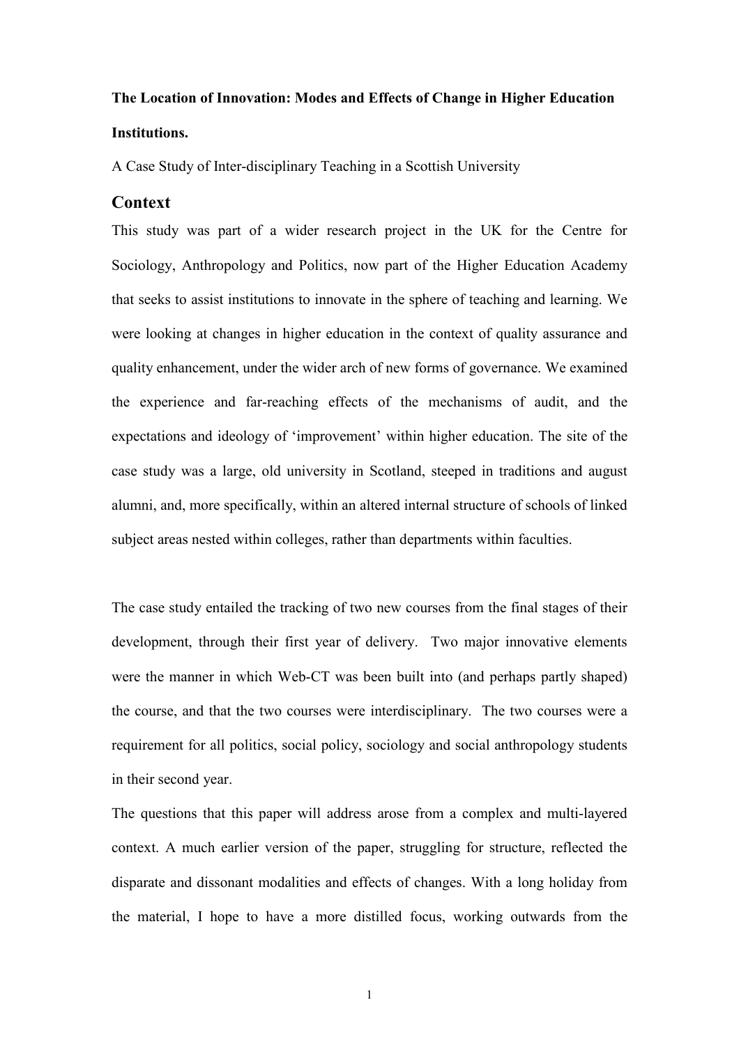**The Location of Innovation: Modes and Effects of Change in Higher Education Institutions.**

A Case Study of Inter-disciplinary Teaching in a Scottish University

## Context

This study was part of a wider research project in the UK for the Centre for Sociology, Anthropology and Politics, now part of the Higher Education Academy that seeks to assist institutions to innovate in the sphere of teaching and learning. We were looking at changes in higher education in the context of quality assurance and quality enhancement, under the wider arch of new forms of governance. We examined the experience and far-reaching effects of the mechanisms of audit, and the expectations and ideology of 'improvement' within higher education. The site of the case study was a large, old university in Scotland, steeped in traditions and august alumni, and, more specifically, within an altered internal structure of schools of linked subject areas nested within colleges, rather than departments within faculties.

The case study entailed the tracking of two new courses from the final stages of their development, through their first year of delivery. Two major innovative elements were the manner in which Web-CT was been built into (and perhaps partly shaped) the course, and that the two courses were interdisciplinary. The two courses were a requirement for all politics, social policy, sociology and social anthropology students in their second year.

The questions that this paper will address arose from a complex and multi-layered context. A much earlier version of the paper, struggling for structure, reflected the disparate and dissonant modalities and effects of changes. With a long holiday from the material, I hope to have a more distilled focus, working outwards from the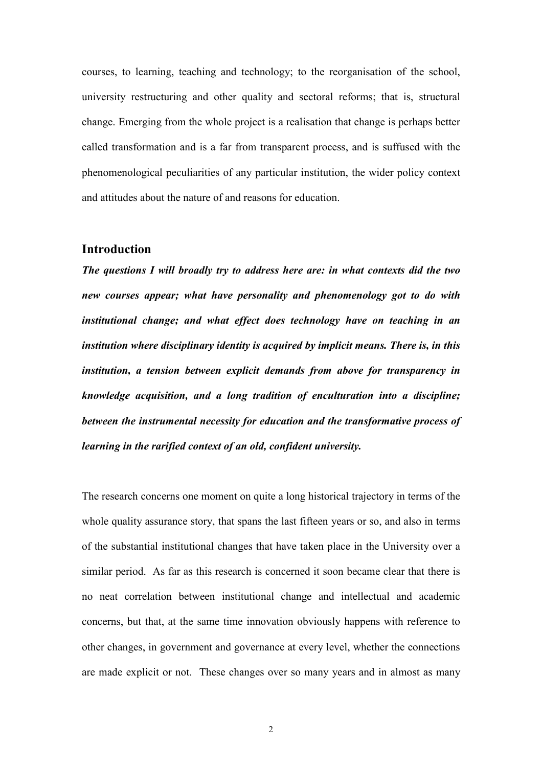courses, to learning, teaching and technology; to the reorganisation of the school, university restructuring and other quality and sectoral reforms; that is, structural change. Emerging from the whole project is a realisation that change is perhaps better called transformation and is a far from transparent process, and is suffused with the phenomenological peculiarities of any particular institution, the wider policy context and attitudes about the nature of and reasons for education.

## Introduction

***The questions I will broadly try to address here are: in what contexts did the two new courses appear; what have personality and phenomenology got to do with institutional change; and what effect does technology have on teaching in an institution where disciplinary identity is acquired by implicit means. There is, in this institution, a tension between explicit demands from above for transparency in knowledge acquisition, and a long tradition of enculturation into a discipline; between the instrumental necessity for education and the transformative process of learning in the rarified context of an old, confident university.***

The research concerns one moment on quite a long historical trajectory in terms of the whole quality assurance story, that spans the last fifteen years or so, and also in terms of the substantial institutional changes that have taken place in the University over a similar period. As far as this research is concerned it soon became clear that there is no neat correlation between institutional change and intellectual and academic concerns, but that, at the same time innovation obviously happens with reference to other changes, in government and governance at every level, whether the connections are made explicit or not. These changes over so many years and in almost as many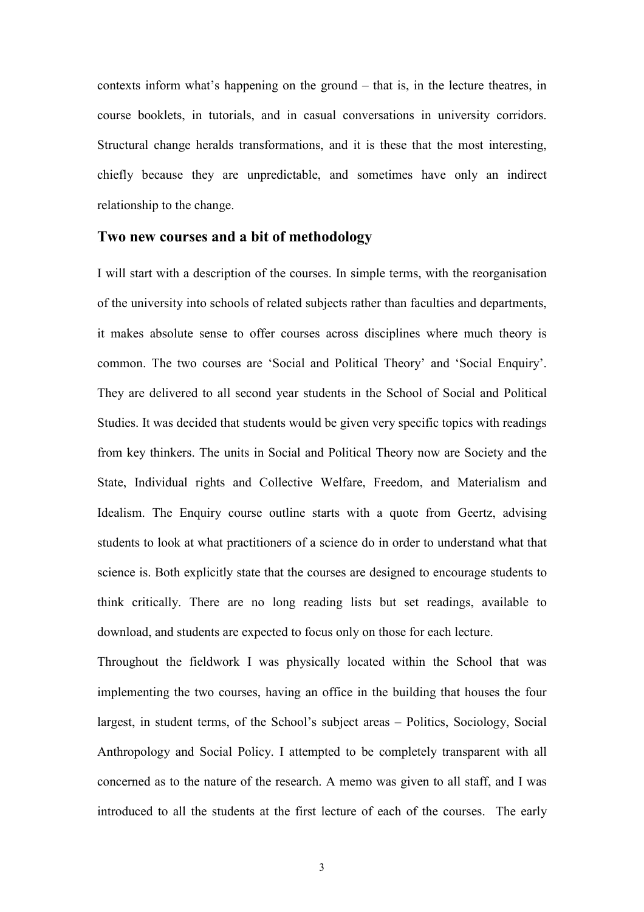contexts inform what's happening on the ground – that is, in the lecture theatres, in course booklets, in tutorials, and in casual conversations in university corridors. Structural change heralds transformations, and it is these that the most interesting, chiefly because they are unpredictable, and sometimes have only an indirect relationship to the change.

## Two new courses and a bit of methodology

I will start with a description of the courses. In simple terms, with the reorganisation of the university into schools of related subjects rather than faculties and departments, it makes absolute sense to offer courses across disciplines where much theory is common. The two courses are 'Social and Political Theory' and 'Social Enquiry'. They are delivered to all second year students in the School of Social and Political Studies. It was decided that students would be given very specific topics with readings from key thinkers. The units in Social and Political Theory now are Society and the State, Individual rights and Collective Welfare, Freedom, and Materialism and Idealism. The Enquiry course outline starts with a quote from Geertz, advising students to look at what practitioners of a science do in order to understand what that science is. Both explicitly state that the courses are designed to encourage students to think critically. There are no long reading lists but set readings, available to download, and students are expected to focus only on those for each lecture.

Throughout the fieldwork I was physically located within the School that was implementing the two courses, having an office in the building that houses the four largest, in student terms, of the School's subject areas – Politics, Sociology, Social Anthropology and Social Policy. I attempted to be completely transparent with all concerned as to the nature of the research. A memo was given to all staff, and I was introduced to all the students at the first lecture of each of the courses. The early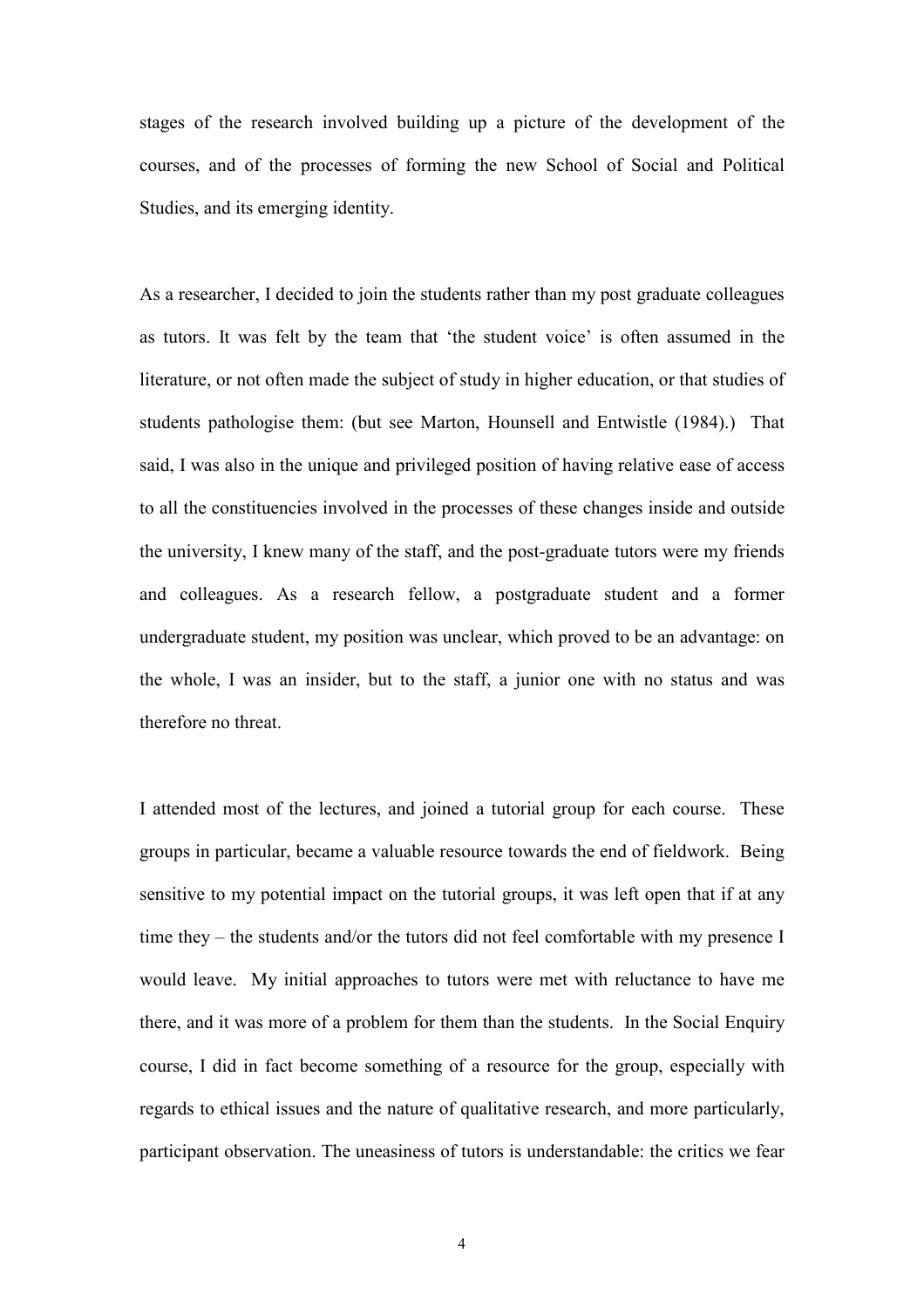stages of the research involved building up a picture of the development of the courses, and of the processes of forming the new School of Social and Political Studies, and its emerging identity.

As a researcher, I decided to join the students rather than my post graduate colleagues as tutors. It was felt by the team that 'the student voice' is often assumed in the literature, or not often made the subject of study in higher education, or that studies of students pathologise them: (but see Marton, Hounsell and Entwistle (1984).) That said, I was also in the unique and privileged position of having relative ease of access to all the constituencies involved in the processes of these changes inside and outside the university, I knew many of the staff, and the post-graduate tutors were my friends and colleagues. As a research fellow, a postgraduate student and a former undergraduate student, my position was unclear, which proved to be an advantage: on the whole, I was an insider, but to the staff, a junior one with no status and was therefore no threat.

I attended most of the lectures, and joined a tutorial group for each course. These groups in particular, became a valuable resource towards the end of fieldwork. Being sensitive to my potential impact on the tutorial groups, it was left open that if at any time they – the students and/or the tutors did not feel comfortable with my presence I would leave. My initial approaches to tutors were met with reluctance to have me there, and it was more of a problem for them than the students. In the Social Enquiry course, I did in fact become something of a resource for the group, especially with regards to ethical issues and the nature of qualitative research, and more particularly, participant observation. The uneasiness of tutors is understandable: the critics we fear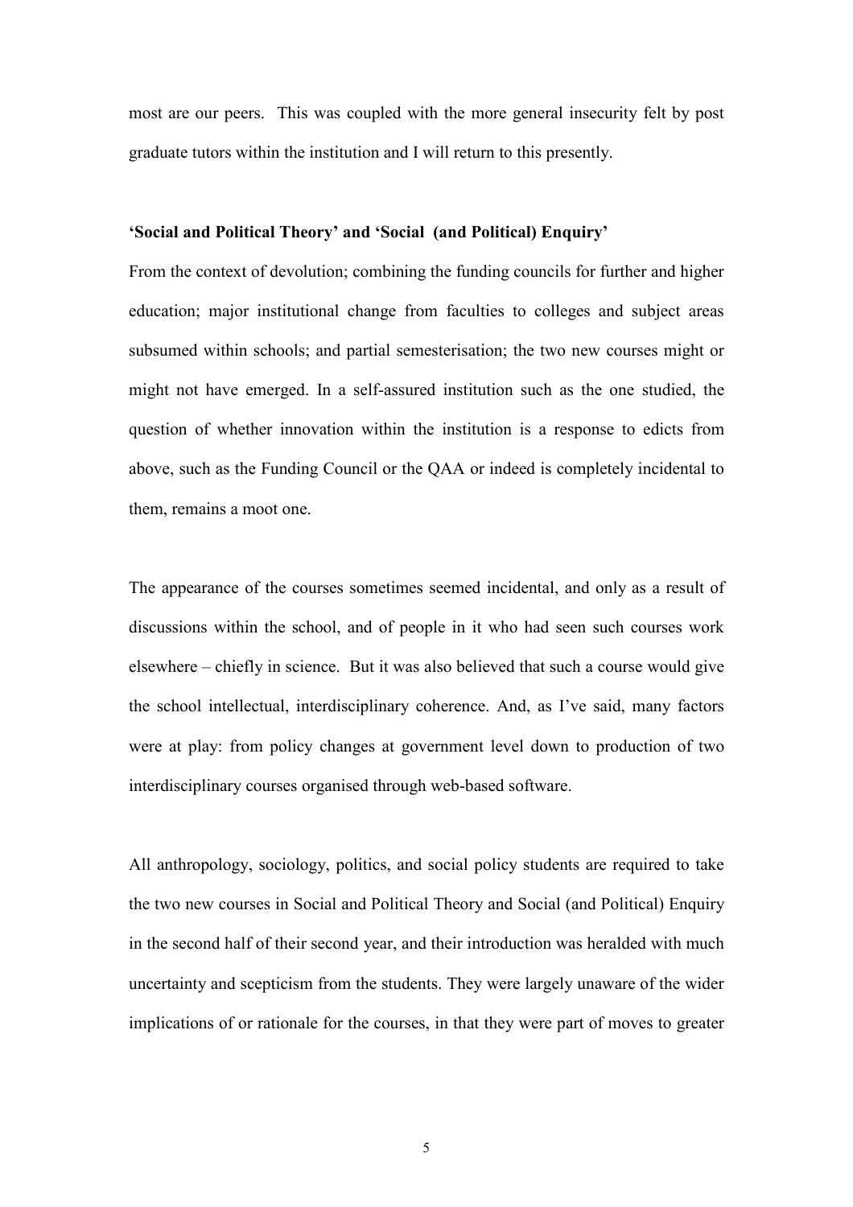most are our peers. This was coupled with the more general insecurity felt by post graduate tutors within the institution and I will return to this presently.

**'Social and Political Theory' and 'Social (and Political) Enquiry'**

From the context of devolution; combining the funding councils for further and higher education; major institutional change from faculties to colleges and subject areas subsumed within schools; and partial semesterisation; the two new courses might or might not have emerged. In a self-assured institution such as the one studied, the question of whether innovation within the institution is a response to edicts from above, such as the Funding Council or the QAA or indeed is completely incidental to them, remains a moot one.

The appearance of the courses sometimes seemed incidental, and only as a result of discussions within the school, and of people in it who had seen such courses work elsewhere – chiefly in science. But it was also believed that such a course would give the school intellectual, interdisciplinary coherence. And, as I've said, many factors were at play: from policy changes at government level down to production of two interdisciplinary courses organised through web-based software.

All anthropology, sociology, politics, and social policy students are required to take the two new courses in Social and Political Theory and Social (and Political) Enquiry in the second half of their second year, and their introduction was heralded with much uncertainty and scepticism from the students. They were largely unaware of the wider implications of or rationale for the courses, in that they were part of moves to greater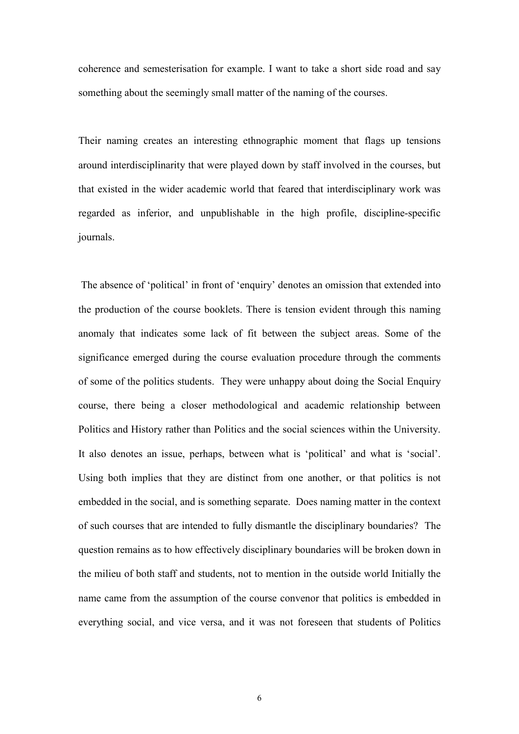coherence and semesterisation for example. I want to take a short side road and say something about the seemingly small matter of the naming of the courses.

Their naming creates an interesting ethnographic moment that flags up tensions around interdisciplinarity that were played down by staff involved in the courses, but that existed in the wider academic world that feared that interdisciplinary work was regarded as inferior, and unpublishable in the high profile, discipline-specific journals.

The absence of 'political' in front of 'enquiry' denotes an omission that extended into the production of the course booklets. There is tension evident through this naming anomaly that indicates some lack of fit between the subject areas. Some of the significance emerged during the course evaluation procedure through the comments of some of the politics students. They were unhappy about doing the Social Enquiry course, there being a closer methodological and academic relationship between Politics and History rather than Politics and the social sciences within the University. It also denotes an issue, perhaps, between what is 'political' and what is 'social'. Using both implies that they are distinct from one another, or that politics is not embedded in the social, and is something separate. Does naming matter in the context of such courses that are intended to fully dismantle the disciplinary boundaries? The question remains as to how effectively disciplinary boundaries will be broken down in the milieu of both staff and students, not to mention in the outside world Initially the name came from the assumption of the course convenor that politics is embedded in everything social, and vice versa, and it was not foreseen that students of Politics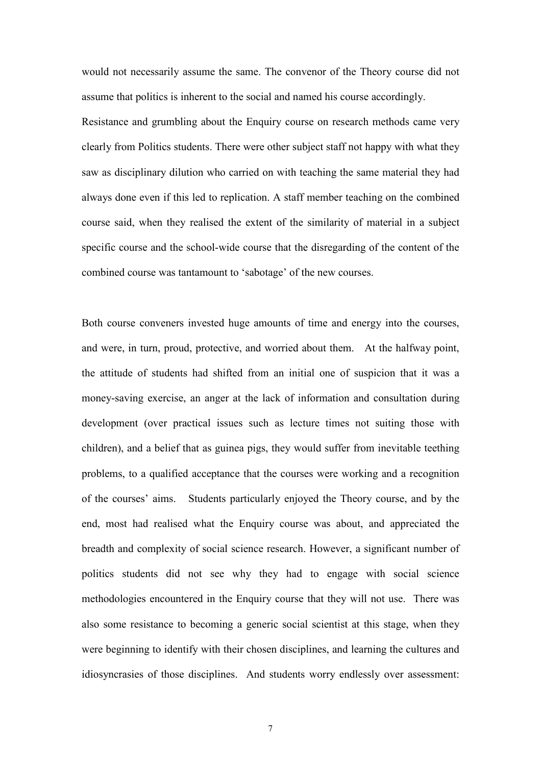would not necessarily assume the same. The convenor of the Theory course did not assume that politics is inherent to the social and named his course accordingly.

Resistance and grumbling about the Enquiry course on research methods came very clearly from Politics students. There were other subject staff not happy with what they saw as disciplinary dilution who carried on with teaching the same material they had always done even if this led to replication. A staff member teaching on the combined course said, when they realised the extent of the similarity of material in a subject specific course and the school-wide course that the disregarding of the content of the combined course was tantamount to 'sabotage' of the new courses.

Both course conveners invested huge amounts of time and energy into the courses, and were, in turn, proud, protective, and worried about them. At the halfway point, the attitude of students had shifted from an initial one of suspicion that it was a money-saving exercise, an anger at the lack of information and consultation during development (over practical issues such as lecture times not suiting those with children), and a belief that as guinea pigs, they would suffer from inevitable teething problems, to a qualified acceptance that the courses were working and a recognition of the courses' aims. Students particularly enjoyed the Theory course, and by the end, most had realised what the Enquiry course was about, and appreciated the breadth and complexity of social science research. However, a significant number of politics students did not see why they had to engage with social science methodologies encountered in the Enquiry course that they will not use. There was also some resistance to becoming a generic social scientist at this stage, when they were beginning to identify with their chosen disciplines, and learning the cultures and idiosyncrasies of those disciplines. And students worry endlessly over assessment: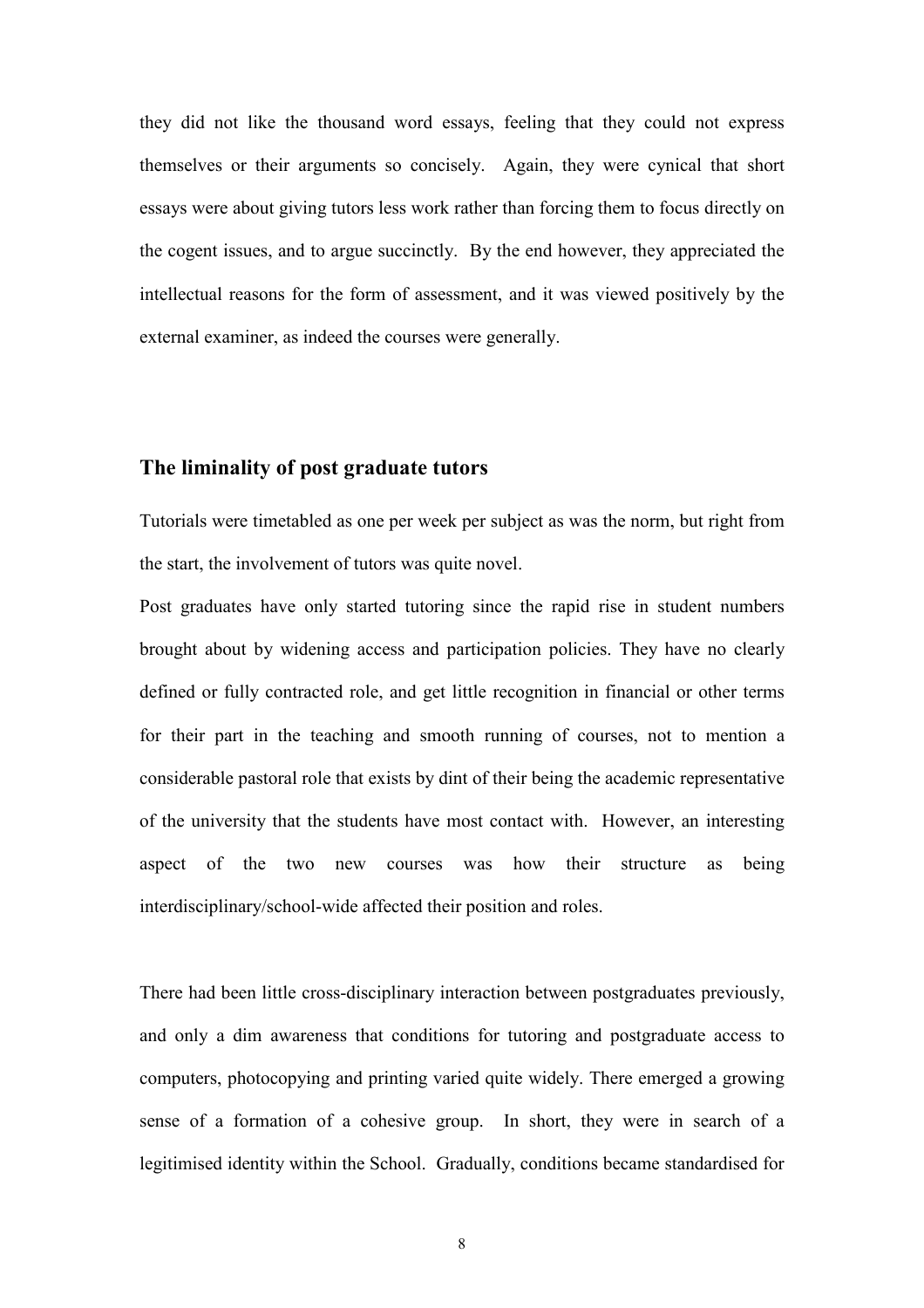they did not like the thousand word essays, feeling that they could not express themselves or their arguments so concisely. Again, they were cynical that short essays were about giving tutors less work rather than forcing them to focus directly on the cogent issues, and to argue succinctly. By the end however, they appreciated the intellectual reasons for the form of assessment, and it was viewed positively by the external examiner, as indeed the courses were generally.

## The liminality of post graduate tutors

Tutorials were timetabled as one per week per subject as was the norm, but right from the start, the involvement of tutors was quite novel.

Post graduates have only started tutoring since the rapid rise in student numbers brought about by widening access and participation policies. They have no clearly defined or fully contracted role, and get little recognition in financial or other terms for their part in the teaching and smooth running of courses, not to mention a considerable pastoral role that exists by dint of their being the academic representative of the university that the students have most contact with. However, an interesting aspect of the two new courses was how their structure as being interdisciplinary/school-wide affected their position and roles.

There had been little cross-disciplinary interaction between postgraduates previously, and only a dim awareness that conditions for tutoring and postgraduate access to computers, photocopying and printing varied quite widely. There emerged a growing sense of a formation of a cohesive group. In short, they were in search of a legitimised identity within the School. Gradually, conditions became standardised for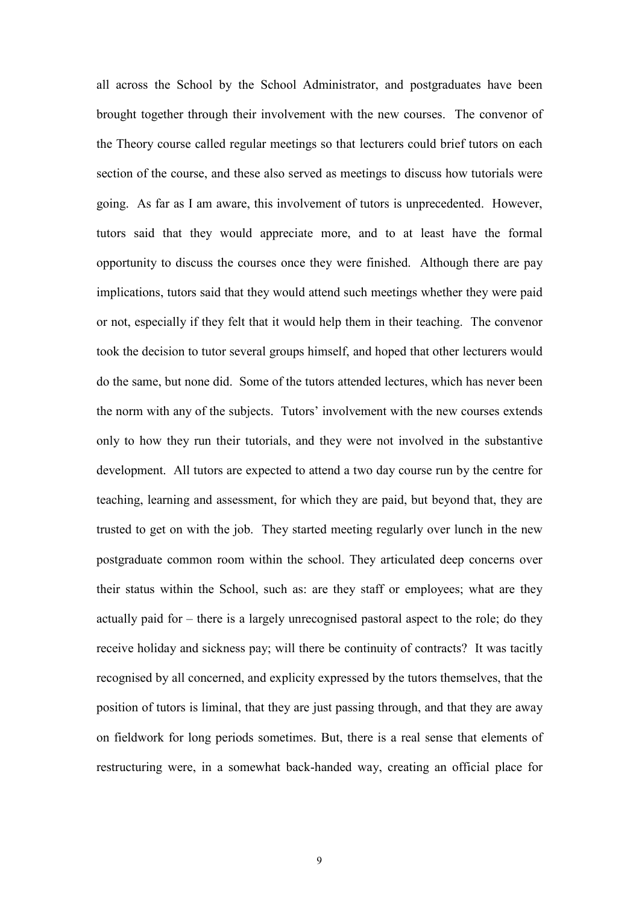all across the School by the School Administrator, and postgraduates have been brought together through their involvement with the new courses. The convenor of the Theory course called regular meetings so that lecturers could brief tutors on each section of the course, and these also served as meetings to discuss how tutorials were going. As far as I am aware, this involvement of tutors is unprecedented. However, tutors said that they would appreciate more, and to at least have the formal opportunity to discuss the courses once they were finished. Although there are pay implications, tutors said that they would attend such meetings whether they were paid or not, especially if they felt that it would help them in their teaching. The convenor took the decision to tutor several groups himself, and hoped that other lecturers would do the same, but none did. Some of the tutors attended lectures, which has never been the norm with any of the subjects. Tutors' involvement with the new courses extends only to how they run their tutorials, and they were not involved in the substantive development. All tutors are expected to attend a two day course run by the centre for teaching, learning and assessment, for which they are paid, but beyond that, they are trusted to get on with the job. They started meeting regularly over lunch in the new postgraduate common room within the school. They articulated deep concerns over their status within the School, such as: are they staff or employees; what are they actually paid for – there is a largely unrecognised pastoral aspect to the role; do they receive holiday and sickness pay; will there be continuity of contracts? It was tacitly recognised by all concerned, and explicity expressed by the tutors themselves, that the position of tutors is liminal, that they are just passing through, and that they are away on fieldwork for long periods sometimes. But, there is a real sense that elements of restructuring were, in a somewhat back-handed way, creating an official place for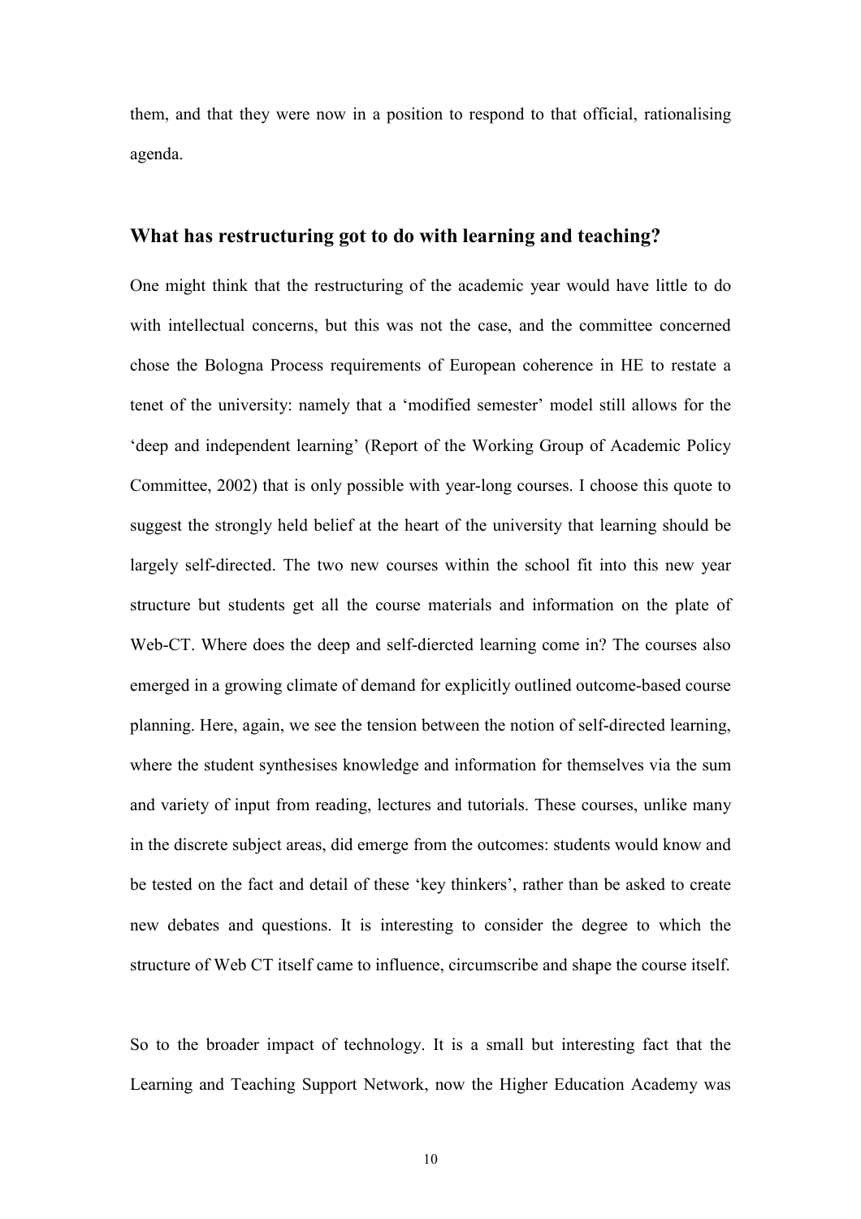them, and that they were now in a position to respond to that official, rationalising agenda.

## What has restructuring got to do with learning and teaching?

One might think that the restructuring of the academic year would have little to do with intellectual concerns, but this was not the case, and the committee concerned chose the Bologna Process requirements of European coherence in HE to restate a tenet of the university: namely that a 'modified semester' model still allows for the 'deep and independent learning' (Report of the Working Group of Academic Policy Committee, 2002) that is only possible with year-long courses. I choose this quote to suggest the strongly held belief at the heart of the university that learning should be largely self-directed. The two new courses within the school fit into this new year structure but students get all the course materials and information on the plate of Web-CT. Where does the deep and self-diercted learning come in? The courses also emerged in a growing climate of demand for explicitly outlined outcome-based course planning. Here, again, we see the tension between the notion of self-directed learning, where the student synthesises knowledge and information for themselves via the sum and variety of input from reading, lectures and tutorials. These courses, unlike many in the discrete subject areas, did emerge from the outcomes: students would know and be tested on the fact and detail of these 'key thinkers', rather than be asked to create new debates and questions. It is interesting to consider the degree to which the structure of Web CT itself came to influence, circumscribe and shape the course itself.

So to the broader impact of technology. It is a small but interesting fact that the Learning and Teaching Support Network, now the Higher Education Academy was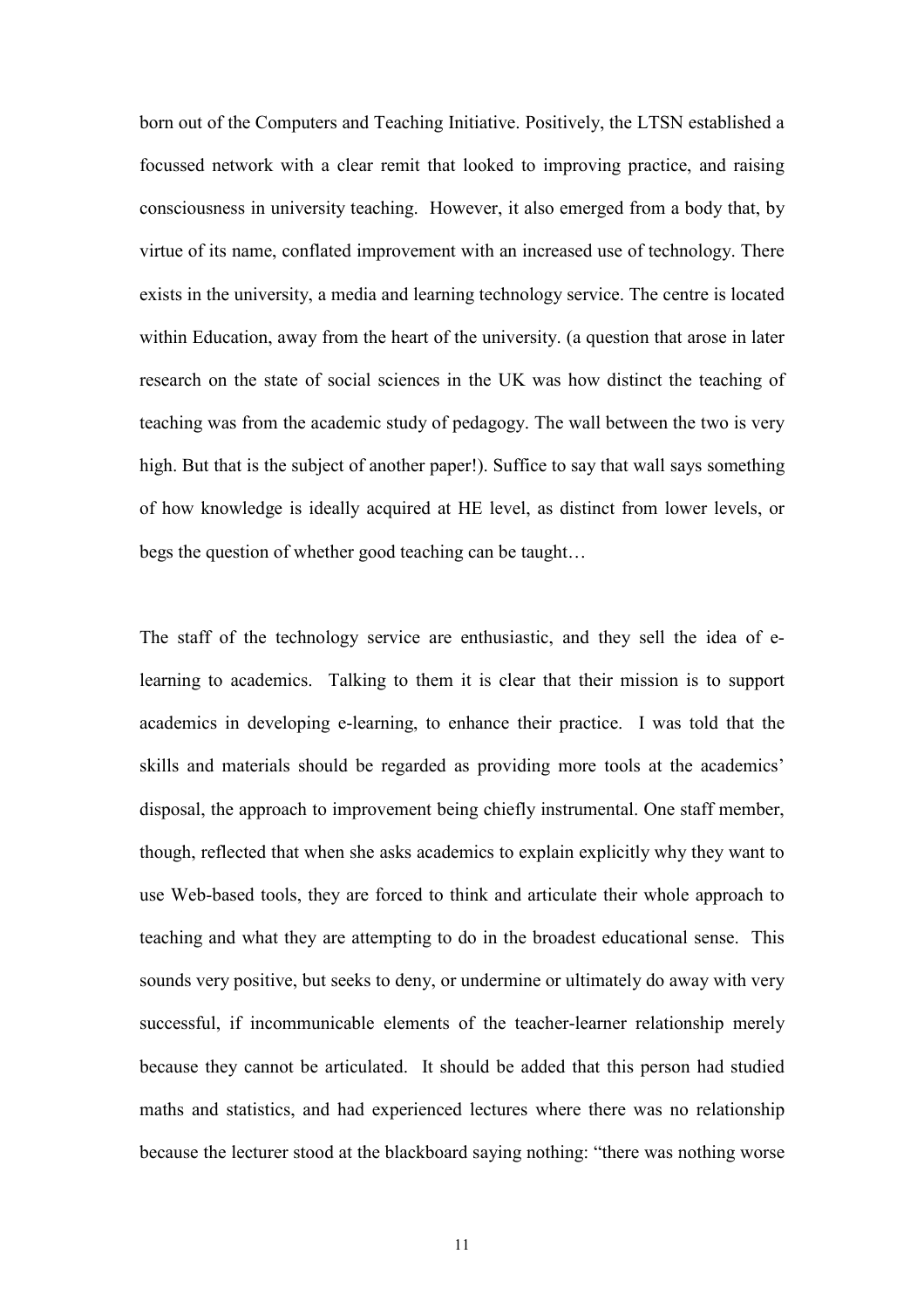born out of the Computers and Teaching Initiative. Positively, the LTSN established a focussed network with a clear remit that looked to improving practice, and raising consciousness in university teaching. However, it also emerged from a body that, by virtue of its name, conflated improvement with an increased use of technology. There exists in the university, a media and learning technology service. The centre is located within Education, away from the heart of the university. (a question that arose in later research on the state of social sciences in the UK was how distinct the teaching of teaching was from the academic study of pedagogy. The wall between the two is very high. But that is the subject of another paper!). Suffice to say that wall says something of how knowledge is ideally acquired at HE level, as distinct from lower levels, or begs the question of whether good teaching can be taught…

The staff of the technology service are enthusiastic, and they sell the idea of e-learning to academics. Talking to them it is clear that their mission is to support academics in developing e-learning, to enhance their practice. I was told that the skills and materials should be regarded as providing more tools at the academics' disposal, the approach to improvement being chiefly instrumental. One staff member, though, reflected that when she asks academics to explain explicitly why they want to use Web-based tools, they are forced to think and articulate their whole approach to teaching and what they are attempting to do in the broadest educational sense. This sounds very positive, but seeks to deny, or undermine or ultimately do away with very successful, if incommunicable elements of the teacher-learner relationship merely because they cannot be articulated. It should be added that this person had studied maths and statistics, and had experienced lectures where there was no relationship because the lecturer stood at the blackboard saying nothing: "there was nothing worse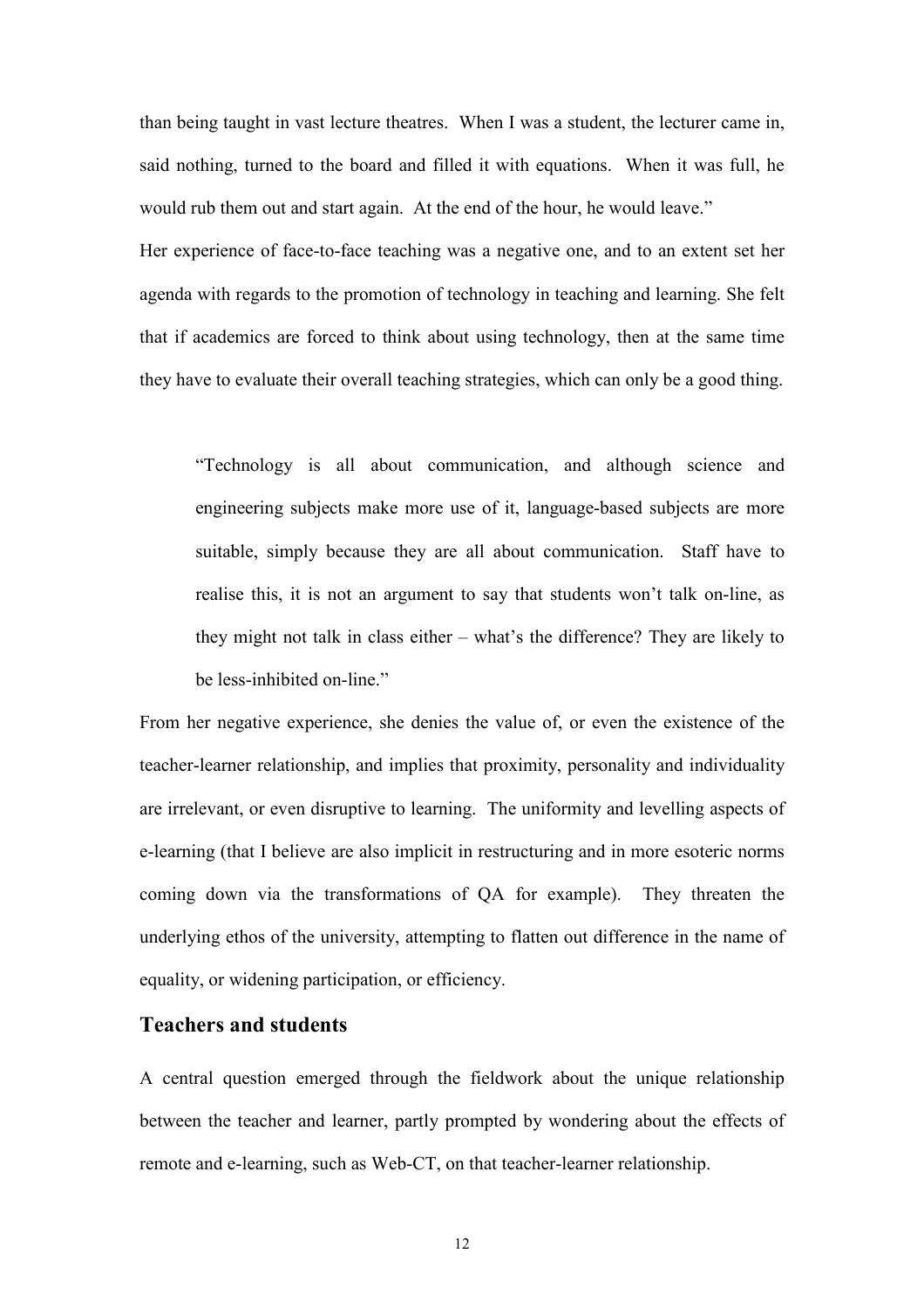than being taught in vast lecture theatres. When I was a student, the lecturer came in, said nothing, turned to the board and filled it with equations. When it was full, he would rub them out and start again. At the end of the hour, he would leave."

Her experience of face-to-face teaching was a negative one, and to an extent set her agenda with regards to the promotion of technology in teaching and learning. She felt that if academics are forced to think about using technology, then at the same time they have to evaluate their overall teaching strategies, which can only be a good thing.

> "Technology is all about communication, and although science and engineering subjects make more use of it, language-based subjects are more suitable, simply because they are all about communication. Staff have to realise this, it is not an argument to say that students won't talk on-line, as they might not talk in class either – what's the difference? They are likely to be less-inhibited on-line."

From her negative experience, she denies the value of, or even the existence of the teacher-learner relationship, and implies that proximity, personality and individuality are irrelevant, or even disruptive to learning. The uniformity and levelling aspects of e-learning (that I believe are also implicit in restructuring and in more esoteric norms coming down via the transformations of QA for example). They threaten the underlying ethos of the university, attempting to flatten out difference in the name of equality, or widening participation, or efficiency.

## Teachers and students

A central question emerged through the fieldwork about the unique relationship between the teacher and learner, partly prompted by wondering about the effects of remote and e-learning, such as Web-CT, on that teacher-learner relationship.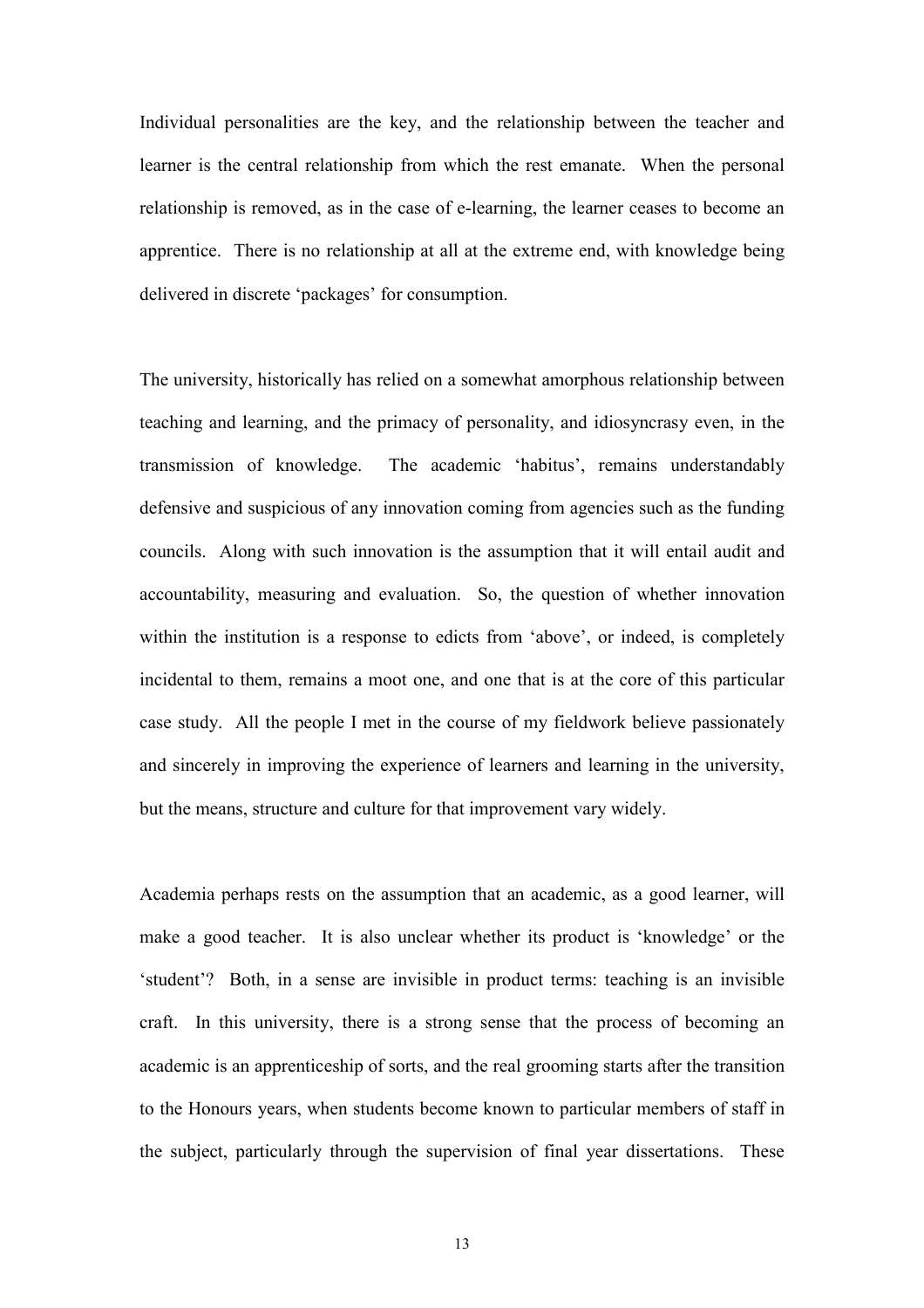Individual personalities are the key, and the relationship between the teacher and learner is the central relationship from which the rest emanate. When the personal relationship is removed, as in the case of e-learning, the learner ceases to become an apprentice. There is no relationship at all at the extreme end, with knowledge being delivered in discrete 'packages' for consumption.

The university, historically has relied on a somewhat amorphous relationship between teaching and learning, and the primacy of personality, and idiosyncrasy even, in the transmission of knowledge. The academic 'habitus', remains understandably defensive and suspicious of any innovation coming from agencies such as the funding councils. Along with such innovation is the assumption that it will entail audit and accountability, measuring and evaluation. So, the question of whether innovation within the institution is a response to edicts from 'above', or indeed, is completely incidental to them, remains a moot one, and one that is at the core of this particular case study. All the people I met in the course of my fieldwork believe passionately and sincerely in improving the experience of learners and learning in the university, but the means, structure and culture for that improvement vary widely.

Academia perhaps rests on the assumption that an academic, as a good learner, will make a good teacher. It is also unclear whether its product is 'knowledge' or the 'student'? Both, in a sense are invisible in product terms: teaching is an invisible craft. In this university, there is a strong sense that the process of becoming an academic is an apprenticeship of sorts, and the real grooming starts after the transition to the Honours years, when students become known to particular members of staff in the subject, particularly through the supervision of final year dissertations. These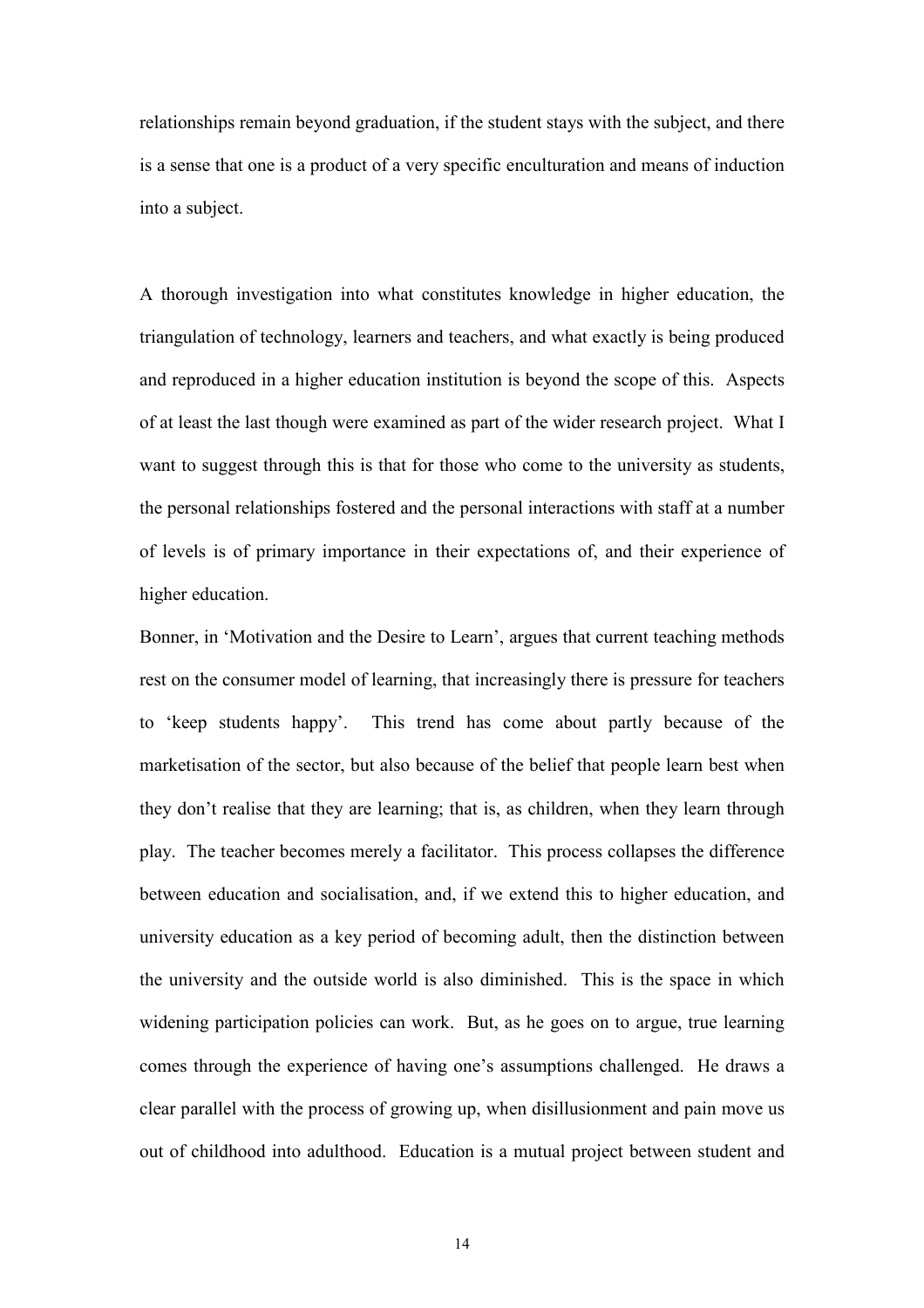relationships remain beyond graduation, if the student stays with the subject, and there is a sense that one is a product of a very specific enculturation and means of induction into a subject.

A thorough investigation into what constitutes knowledge in higher education, the triangulation of technology, learners and teachers, and what exactly is being produced and reproduced in a higher education institution is beyond the scope of this. Aspects of at least the last though were examined as part of the wider research project. What I want to suggest through this is that for those who come to the university as students, the personal relationships fostered and the personal interactions with staff at a number of levels is of primary importance in their expectations of, and their experience of higher education.

Bonner, in 'Motivation and the Desire to Learn', argues that current teaching methods rest on the consumer model of learning, that increasingly there is pressure for teachers to 'keep students happy'. This trend has come about partly because of the marketisation of the sector, but also because of the belief that people learn best when they don't realise that they are learning; that is, as children, when they learn through play. The teacher becomes merely a facilitator. This process collapses the difference between education and socialisation, and, if we extend this to higher education, and university education as a key period of becoming adult, then the distinction between the university and the outside world is also diminished. This is the space in which widening participation policies can work. But, as he goes on to argue, true learning comes through the experience of having one's assumptions challenged. He draws a clear parallel with the process of growing up, when disillusionment and pain move us out of childhood into adulthood. Education is a mutual project between student and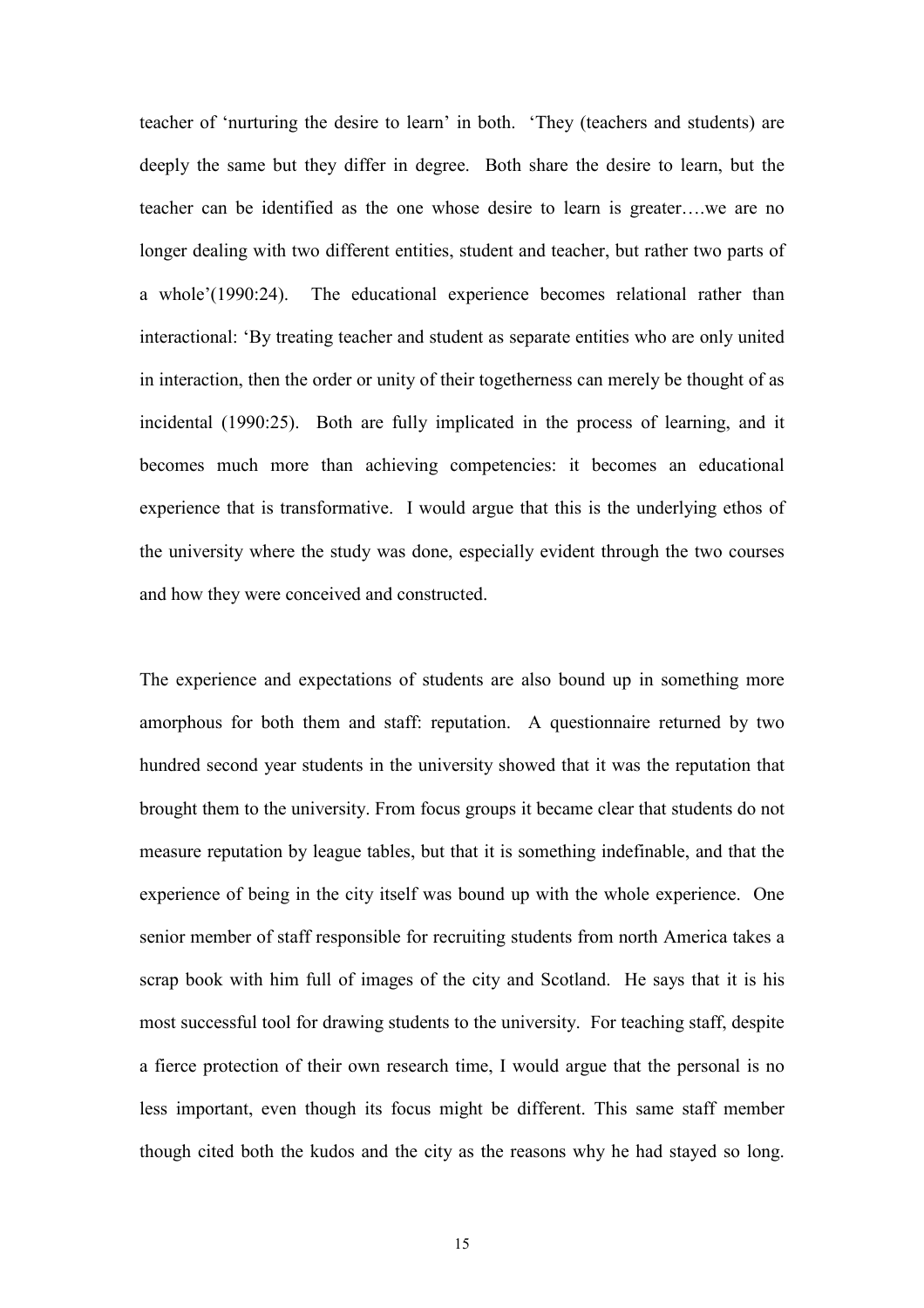teacher of 'nurturing the desire to learn' in both. 'They (teachers and students) are deeply the same but they differ in degree. Both share the desire to learn, but the teacher can be identified as the one whose desire to learn is greater….we are no longer dealing with two different entities, student and teacher, but rather two parts of a whole'(1990:24). The educational experience becomes relational rather than interactional: 'By treating teacher and student as separate entities who are only united in interaction, then the order or unity of their togetherness can merely be thought of as incidental (1990:25). Both are fully implicated in the process of learning, and it becomes much more than achieving competencies: it becomes an educational experience that is transformative. I would argue that this is the underlying ethos of the university where the study was done, especially evident through the two courses and how they were conceived and constructed.

The experience and expectations of students are also bound up in something more amorphous for both them and staff: reputation. A questionnaire returned by two hundred second year students in the university showed that it was the reputation that brought them to the university. From focus groups it became clear that students do not measure reputation by league tables, but that it is something indefinable, and that the experience of being in the city itself was bound up with the whole experience. One senior member of staff responsible for recruiting students from north America takes a scrap book with him full of images of the city and Scotland. He says that it is his most successful tool for drawing students to the university. For teaching staff, despite a fierce protection of their own research time, I would argue that the personal is no less important, even though its focus might be different. This same staff member though cited both the kudos and the city as the reasons why he had stayed so long.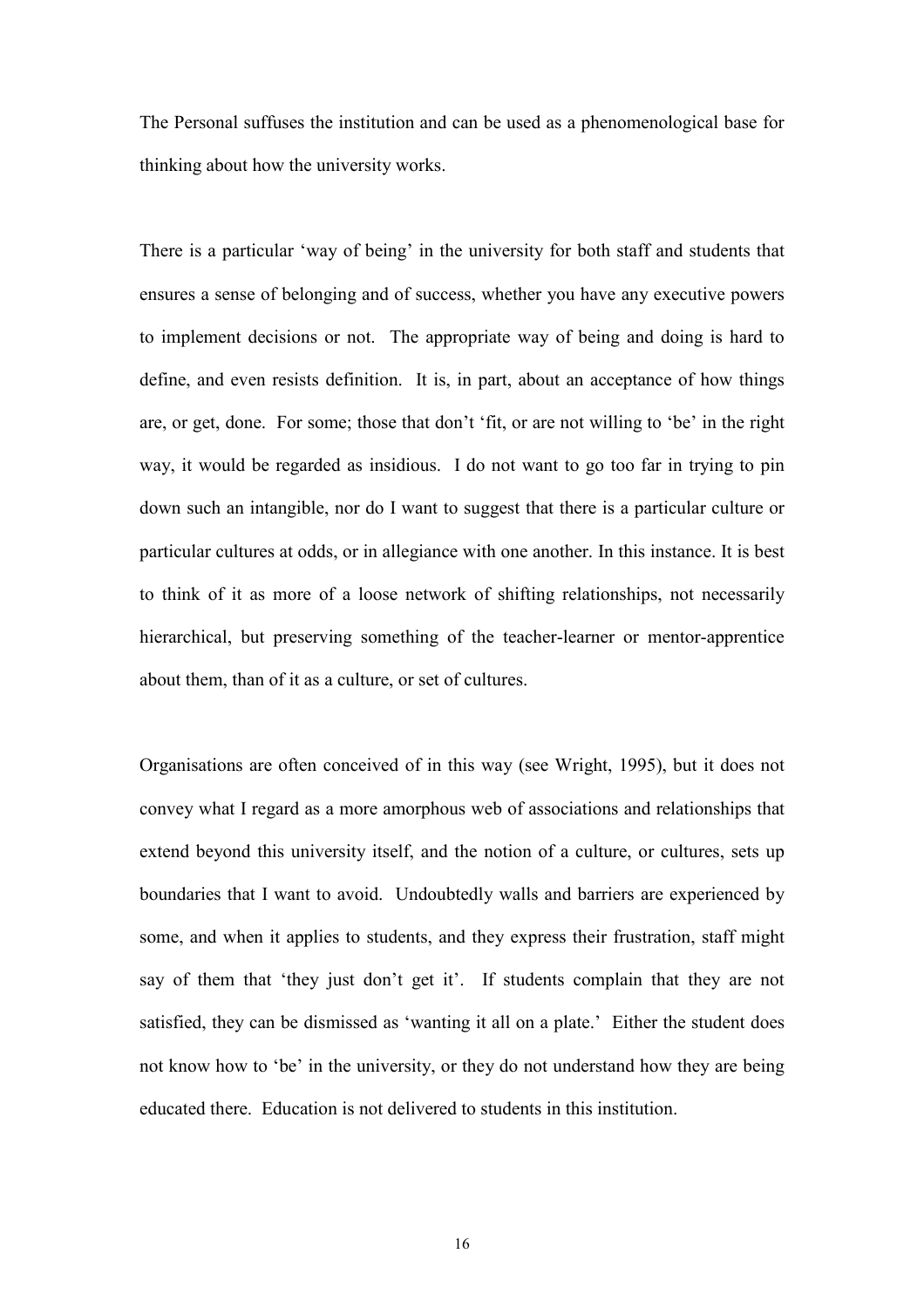The Personal suffuses the institution and can be used as a phenomenological base for thinking about how the university works.

There is a particular 'way of being' in the university for both staff and students that ensures a sense of belonging and of success, whether you have any executive powers to implement decisions or not. The appropriate way of being and doing is hard to define, and even resists definition. It is, in part, about an acceptance of how things are, or get, done. For some; those that don't 'fit, or are not willing to 'be' in the right way, it would be regarded as insidious. I do not want to go too far in trying to pin down such an intangible, nor do I want to suggest that there is a particular culture or particular cultures at odds, or in allegiance with one another. In this instance. It is best to think of it as more of a loose network of shifting relationships, not necessarily hierarchical, but preserving something of the teacher-learner or mentor-apprentice about them, than of it as a culture, or set of cultures.

Organisations are often conceived of in this way (see Wright, 1995), but it does not convey what I regard as a more amorphous web of associations and relationships that extend beyond this university itself, and the notion of a culture, or cultures, sets up boundaries that I want to avoid. Undoubtedly walls and barriers are experienced by some, and when it applies to students, and they express their frustration, staff might say of them that 'they just don't get it'. If students complain that they are not satisfied, they can be dismissed as 'wanting it all on a plate.' Either the student does not know how to 'be' in the university, or they do not understand how they are being educated there. Education is not delivered to students in this institution.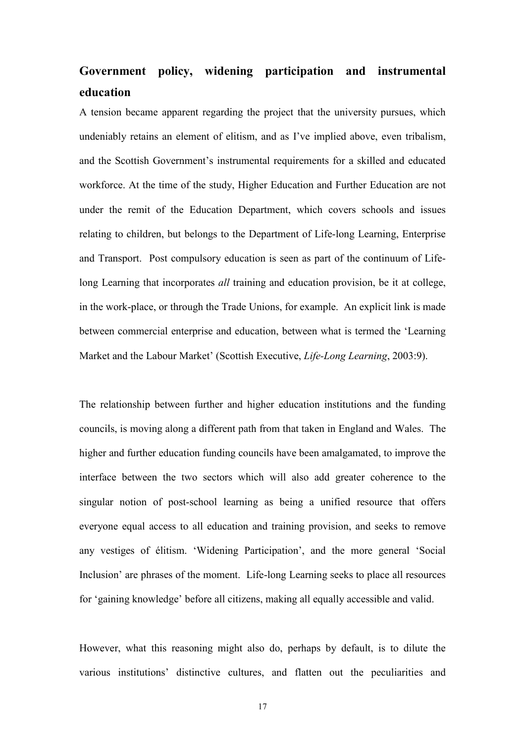## Government policy, widening participation and instrumental education

A tension became apparent regarding the project that the university pursues, which undeniably retains an element of elitism, and as I've implied above, even tribalism, and the Scottish Government's instrumental requirements for a skilled and educated workforce. At the time of the study, Higher Education and Further Education are not under the remit of the Education Department, which covers schools and issues relating to children, but belongs to the Department of Life-long Learning, Enterprise and Transport. Post compulsory education is seen as part of the continuum of Life-long Learning that incorporates *all* training and education provision, be it at college, in the work-place, or through the Trade Unions, for example. An explicit link is made between commercial enterprise and education, between what is termed the 'Learning Market and the Labour Market' (Scottish Executive, *Life-Long Learning*, 2003:9).

The relationship between further and higher education institutions and the funding councils, is moving along a different path from that taken in England and Wales. The higher and further education funding councils have been amalgamated, to improve the interface between the two sectors which will also add greater coherence to the singular notion of post-school learning as being a unified resource that offers everyone equal access to all education and training provision, and seeks to remove any vestiges of élitism. 'Widening Participation', and the more general 'Social Inclusion' are phrases of the moment. Life-long Learning seeks to place all resources for 'gaining knowledge' before all citizens, making all equally accessible and valid.

However, what this reasoning might also do, perhaps by default, is to dilute the various institutions' distinctive cultures, and flatten out the peculiarities and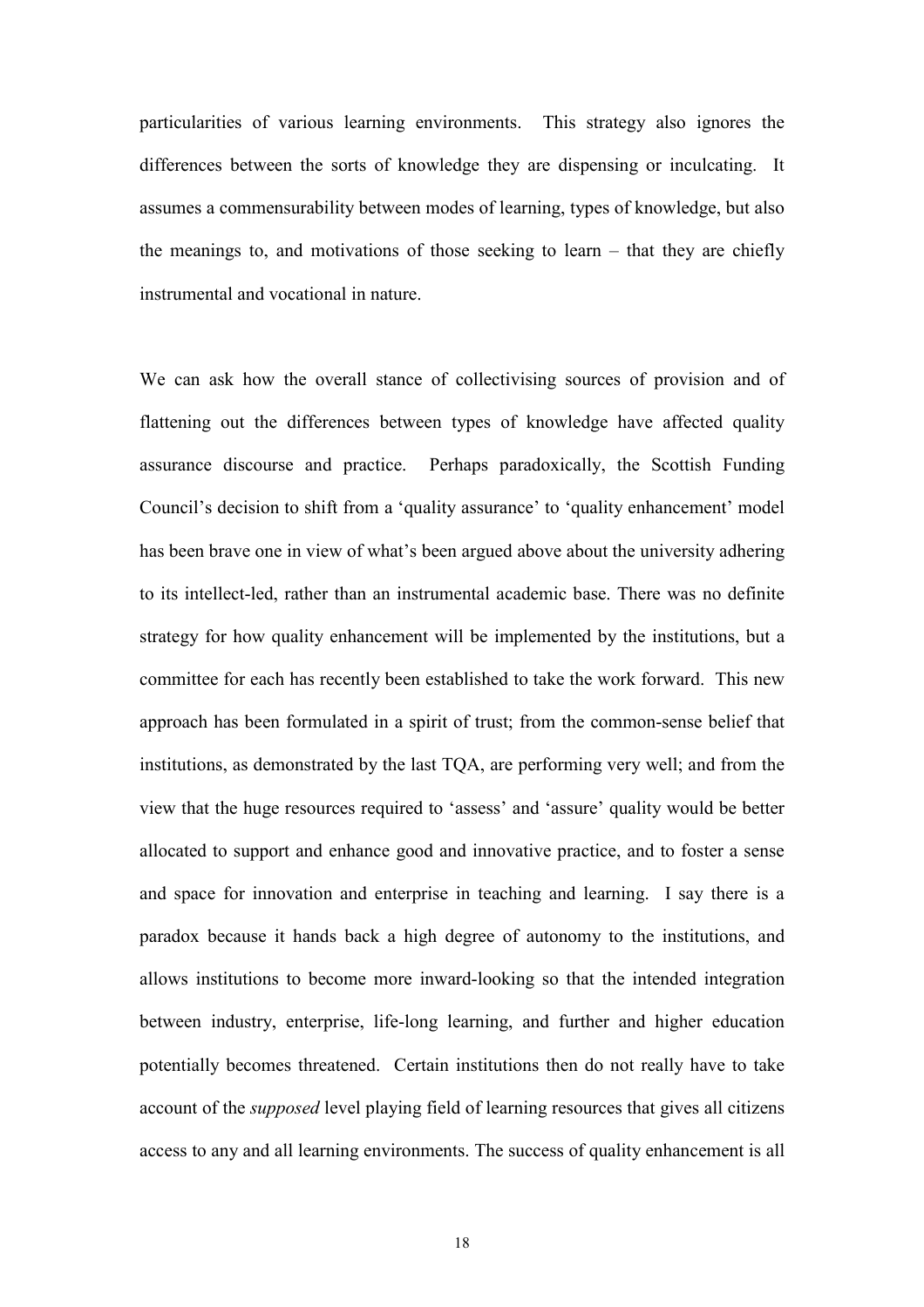particularities of various learning environments. This strategy also ignores the differences between the sorts of knowledge they are dispensing or inculcating. It assumes a commensurability between modes of learning, types of knowledge, but also the meanings to, and motivations of those seeking to learn – that they are chiefly instrumental and vocational in nature.

We can ask how the overall stance of collectivising sources of provision and of flattening out the differences between types of knowledge have affected quality assurance discourse and practice. Perhaps paradoxically, the Scottish Funding Council's decision to shift from a 'quality assurance' to 'quality enhancement' model has been brave one in view of what's been argued above about the university adhering to its intellect-led, rather than an instrumental academic base. There was no definite strategy for how quality enhancement will be implemented by the institutions, but a committee for each has recently been established to take the work forward. This new approach has been formulated in a spirit of trust; from the common-sense belief that institutions, as demonstrated by the last TQA, are performing very well; and from the view that the huge resources required to 'assess' and 'assure' quality would be better allocated to support and enhance good and innovative practice, and to foster a sense and space for innovation and enterprise in teaching and learning. I say there is a paradox because it hands back a high degree of autonomy to the institutions, and allows institutions to become more inward-looking so that the intended integration between industry, enterprise, life-long learning, and further and higher education potentially becomes threatened. Certain institutions then do not really have to take account of the *supposed* level playing field of learning resources that gives all citizens access to any and all learning environments. The success of quality enhancement is all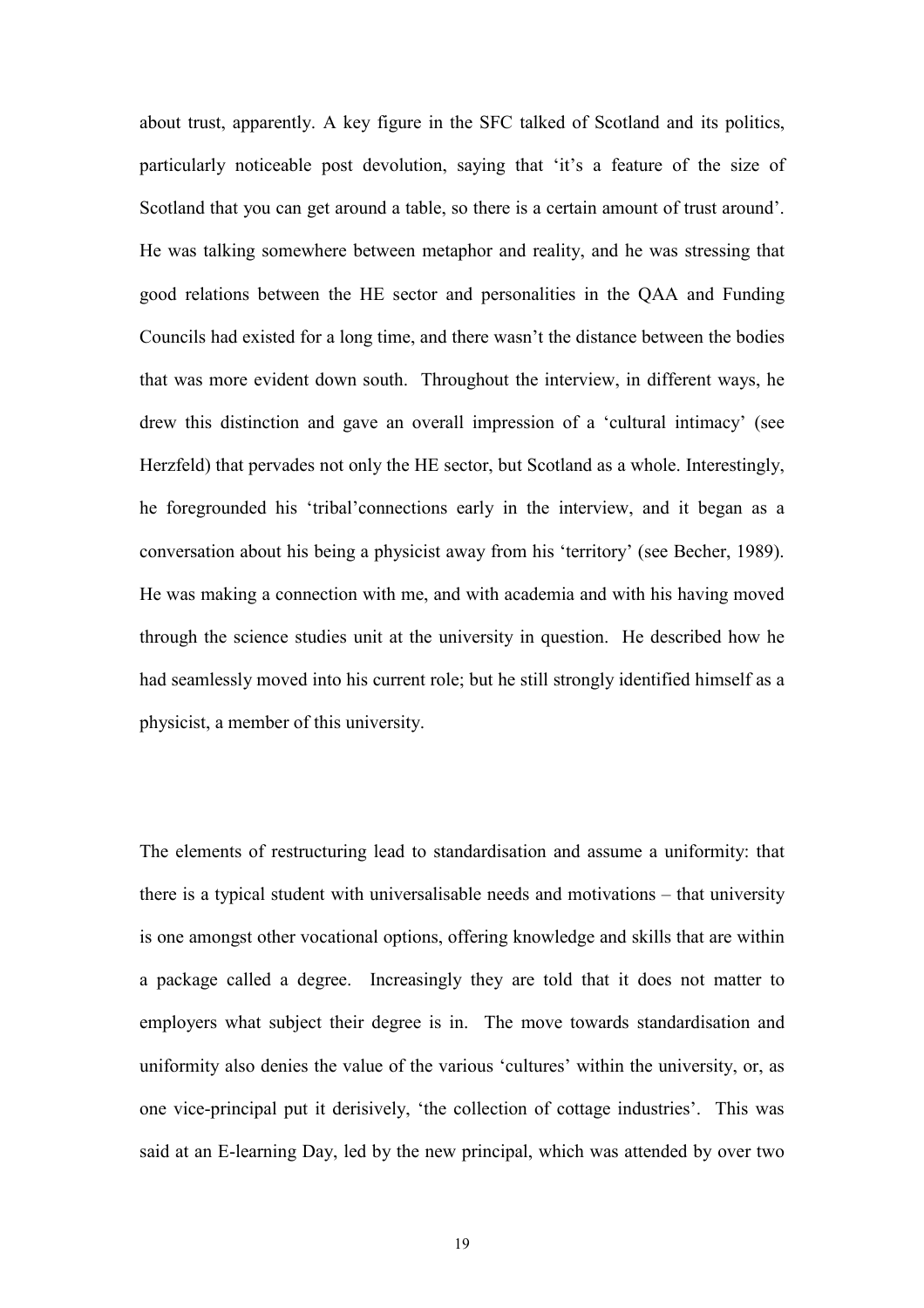about trust, apparently. A key figure in the SFC talked of Scotland and its politics, particularly noticeable post devolution, saying that 'it's a feature of the size of Scotland that you can get around a table, so there is a certain amount of trust around'. He was talking somewhere between metaphor and reality, and he was stressing that good relations between the HE sector and personalities in the QAA and Funding Councils had existed for a long time, and there wasn't the distance between the bodies that was more evident down south. Throughout the interview, in different ways, he drew this distinction and gave an overall impression of a 'cultural intimacy' (see Herzfeld) that pervades not only the HE sector, but Scotland as a whole. Interestingly, he foregrounded his 'tribal'connections early in the interview, and it began as a conversation about his being a physicist away from his 'territory' (see Becher, 1989). He was making a connection with me, and with academia and with his having moved through the science studies unit at the university in question. He described how he had seamlessly moved into his current role; but he still strongly identified himself as a physicist, a member of this university.

The elements of restructuring lead to standardisation and assume a uniformity: that there is a typical student with universalisable needs and motivations – that university is one amongst other vocational options, offering knowledge and skills that are within a package called a degree. Increasingly they are told that it does not matter to employers what subject their degree is in. The move towards standardisation and uniformity also denies the value of the various 'cultures' within the university, or, as one vice-principal put it derisively, 'the collection of cottage industries'. This was said at an E-learning Day, led by the new principal, which was attended by over two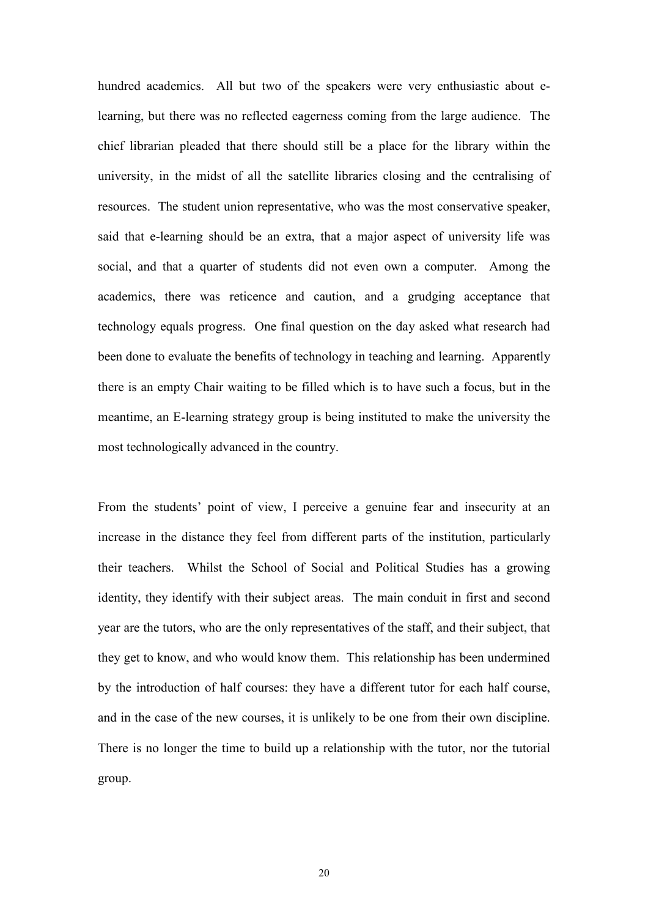hundred academics. All but two of the speakers were very enthusiastic about e-learning, but there was no reflected eagerness coming from the large audience. The chief librarian pleaded that there should still be a place for the library within the university, in the midst of all the satellite libraries closing and the centralising of resources. The student union representative, who was the most conservative speaker, said that e-learning should be an extra, that a major aspect of university life was social, and that a quarter of students did not even own a computer. Among the academics, there was reticence and caution, and a grudging acceptance that technology equals progress. One final question on the day asked what research had been done to evaluate the benefits of technology in teaching and learning. Apparently there is an empty Chair waiting to be filled which is to have such a focus, but in the meantime, an E-learning strategy group is being instituted to make the university the most technologically advanced in the country.

From the students' point of view, I perceive a genuine fear and insecurity at an increase in the distance they feel from different parts of the institution, particularly their teachers. Whilst the School of Social and Political Studies has a growing identity, they identify with their subject areas. The main conduit in first and second year are the tutors, who are the only representatives of the staff, and their subject, that they get to know, and who would know them. This relationship has been undermined by the introduction of half courses: they have a different tutor for each half course, and in the case of the new courses, it is unlikely to be one from their own discipline. There is no longer the time to build up a relationship with the tutor, nor the tutorial group.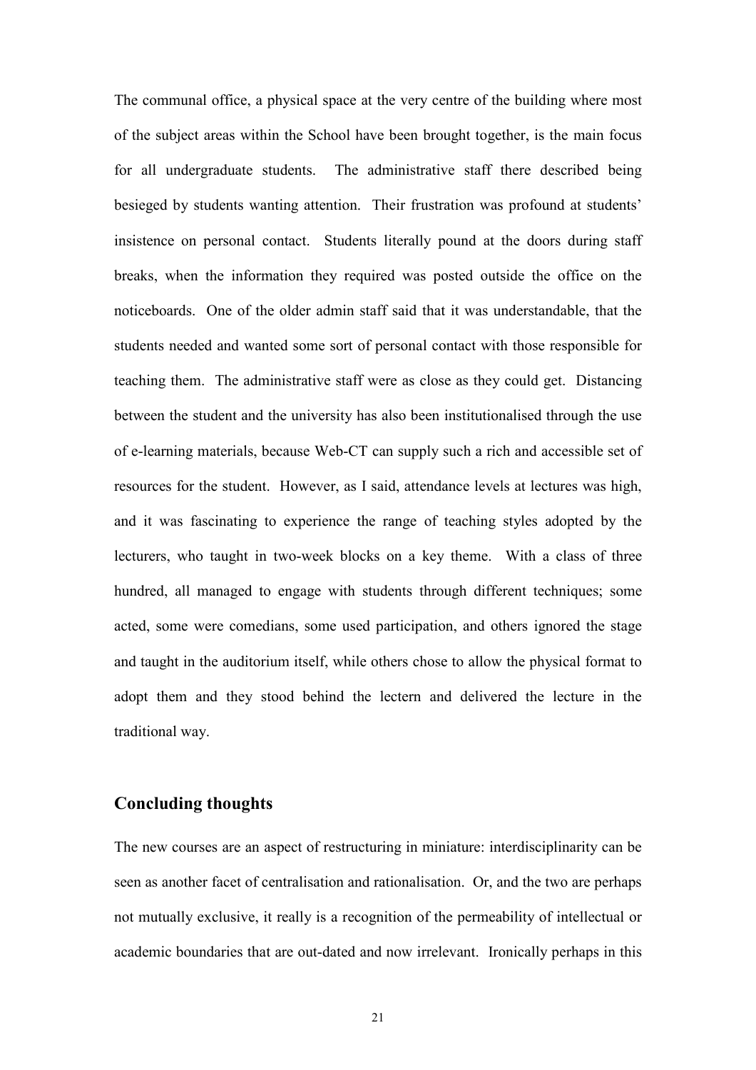The communal office, a physical space at the very centre of the building where most of the subject areas within the School have been brought together, is the main focus for all undergraduate students. The administrative staff there described being besieged by students wanting attention. Their frustration was profound at students' insistence on personal contact. Students literally pound at the doors during staff breaks, when the information they required was posted outside the office on the noticeboards. One of the older admin staff said that it was understandable, that the students needed and wanted some sort of personal contact with those responsible for teaching them. The administrative staff were as close as they could get. Distancing between the student and the university has also been institutionalised through the use of e-learning materials, because Web-CT can supply such a rich and accessible set of resources for the student. However, as I said, attendance levels at lectures was high, and it was fascinating to experience the range of teaching styles adopted by the lecturers, who taught in two-week blocks on a key theme. With a class of three hundred, all managed to engage with students through different techniques; some acted, some were comedians, some used participation, and others ignored the stage and taught in the auditorium itself, while others chose to allow the physical format to adopt them and they stood behind the lectern and delivered the lecture in the traditional way.

## Concluding thoughts

The new courses are an aspect of restructuring in miniature: interdisciplinarity can be seen as another facet of centralisation and rationalisation. Or, and the two are perhaps not mutually exclusive, it really is a recognition of the permeability of intellectual or academic boundaries that are out-dated and now irrelevant. Ironically perhaps in this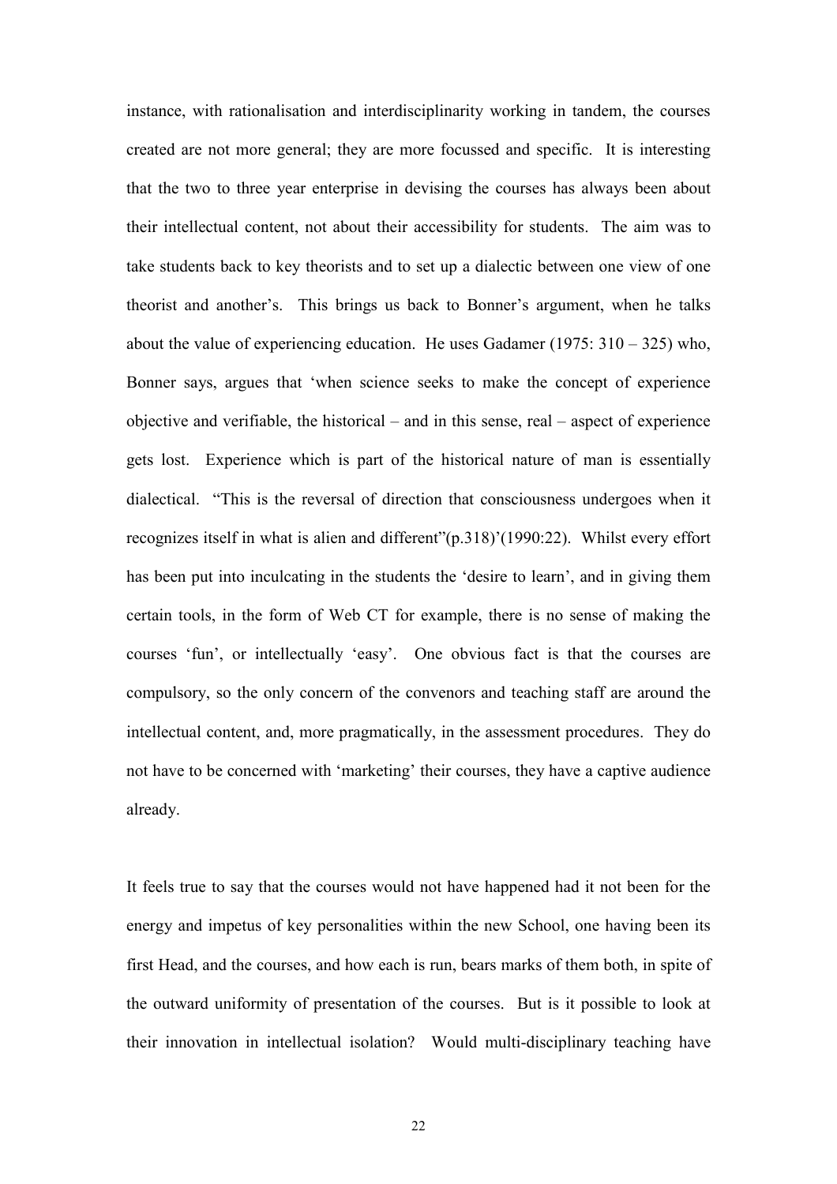instance, with rationalisation and interdisciplinarity working in tandem, the courses created are not more general; they are more focussed and specific. It is interesting that the two to three year enterprise in devising the courses has always been about their intellectual content, not about their accessibility for students. The aim was to take students back to key theorists and to set up a dialectic between one view of one theorist and another's. This brings us back to Bonner's argument, when he talks about the value of experiencing education. He uses Gadamer (1975: 310 – 325) who, Bonner says, argues that 'when science seeks to make the concept of experience objective and verifiable, the historical – and in this sense, real – aspect of experience gets lost. Experience which is part of the historical nature of man is essentially dialectical. "This is the reversal of direction that consciousness undergoes when it recognizes itself in what is alien and different"(p.318)'(1990:22). Whilst every effort has been put into inculcating in the students the 'desire to learn', and in giving them certain tools, in the form of Web CT for example, there is no sense of making the courses 'fun', or intellectually 'easy'. One obvious fact is that the courses are compulsory, so the only concern of the convenors and teaching staff are around the intellectual content, and, more pragmatically, in the assessment procedures. They do not have to be concerned with 'marketing' their courses, they have a captive audience already.

It feels true to say that the courses would not have happened had it not been for the energy and impetus of key personalities within the new School, one having been its first Head, and the courses, and how each is run, bears marks of them both, in spite of the outward uniformity of presentation of the courses. But is it possible to look at their innovation in intellectual isolation? Would multi-disciplinary teaching have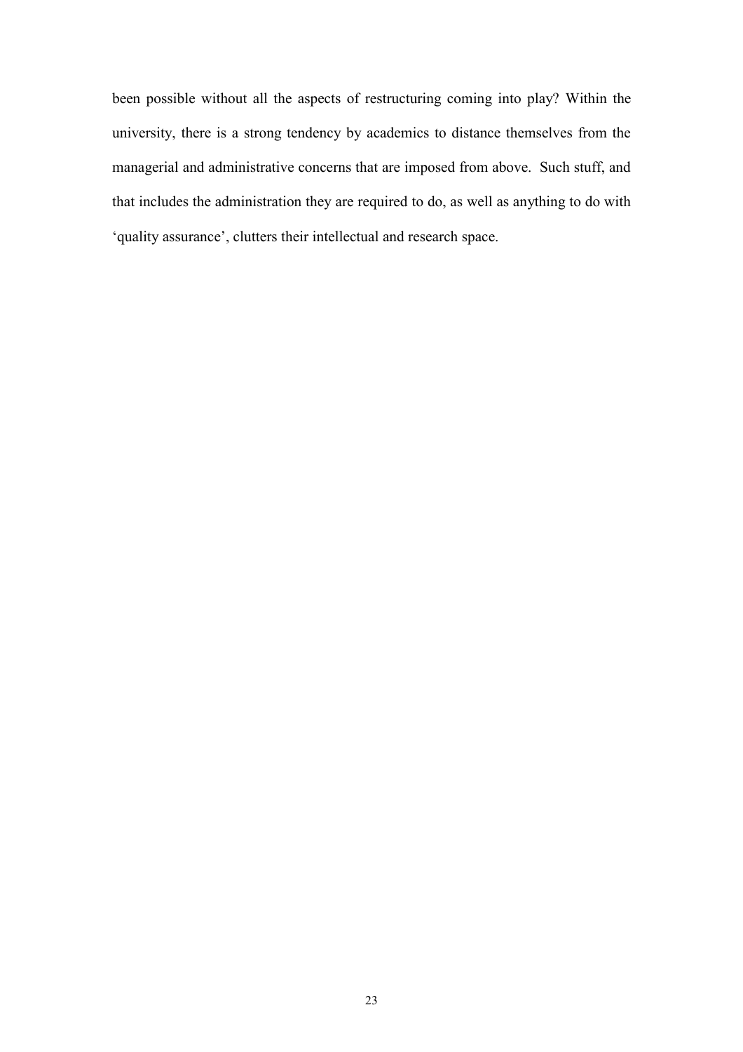been possible without all the aspects of restructuring coming into play? Within the university, there is a strong tendency by academics to distance themselves from the managerial and administrative concerns that are imposed from above. Such stuff, and that includes the administration they are required to do, as well as anything to do with 'quality assurance', clutters their intellectual and research space.